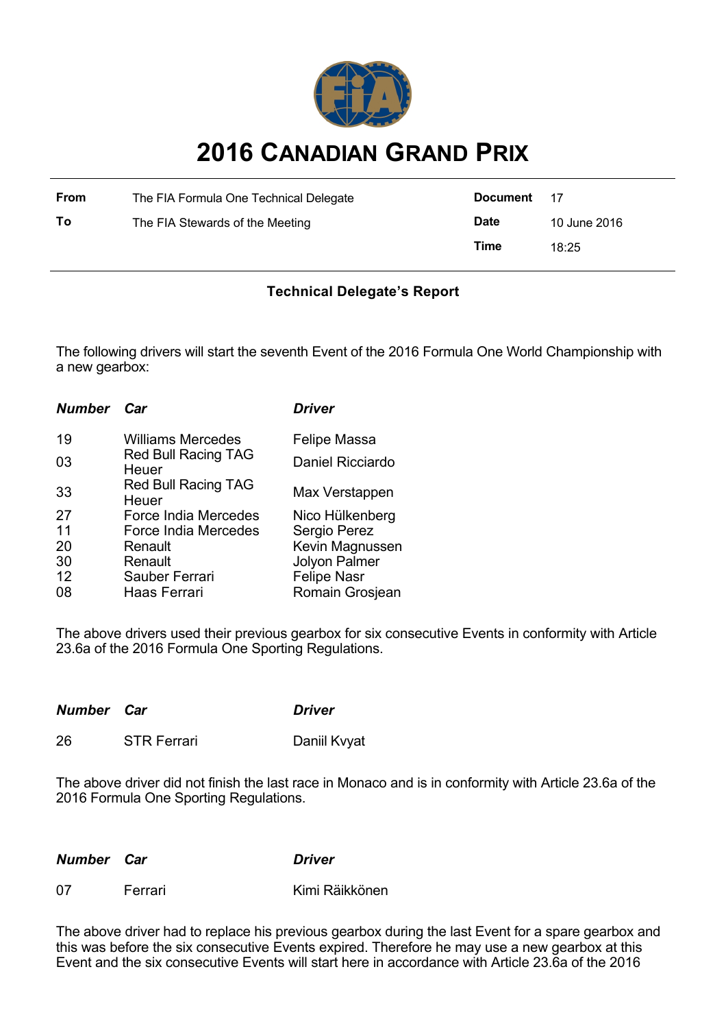# 2016 CANADIAN GRAND PRIX

| | | | |
|---|---|---|---|
| **From** | The FIA Formula One Technical Delegate | **Document** | 17 |
| **To** | The FIA Stewards of the Meeting | **Date** | 10 June 2016 |
| | | **Time** | 18:25 |

**Technical Delegate's Report**

The following drivers will start the seventh Event of the 2016 Formula One World Championship with a new gearbox:

| ***Number*** | ***Car*** | ***Driver*** |
|---|---|---|
| 19 | Williams Mercedes | Felipe Massa |
| 03 | Red Bull Racing TAG Heuer | Daniel Ricciardo |
| 33 | Red Bull Racing TAG Heuer | Max Verstappen |
| 27 | Force India Mercedes | Nico Hülkenberg |
| 11 | Force India Mercedes | Sergio Perez |
| 20 | Renault | Kevin Magnussen |
| 30 | Renault | Jolyon Palmer |
| 12 | Sauber Ferrari | Felipe Nasr |
| 08 | Haas Ferrari | Romain Grosjean |

The above drivers used their previous gearbox for six consecutive Events in conformity with Article 23.6a of the 2016 Formula One Sporting Regulations.

| ***Number*** | ***Car*** | ***Driver*** |
|---|---|---|
| 26 | STR Ferrari | Daniil Kvyat |

The above driver did not finish the last race in Monaco and is in conformity with Article 23.6a of the 2016 Formula One Sporting Regulations.

| ***Number*** | ***Car*** | ***Driver*** |
|---|---|---|
| 07 | Ferrari | Kimi Räikkönen |

The above driver had to replace his previous gearbox during the last Event for a spare gearbox and this was before the six consecutive Events expired. Therefore he may use a new gearbox at this Event and the six consecutive Events will start here in accordance with Article 23.6a of the 2016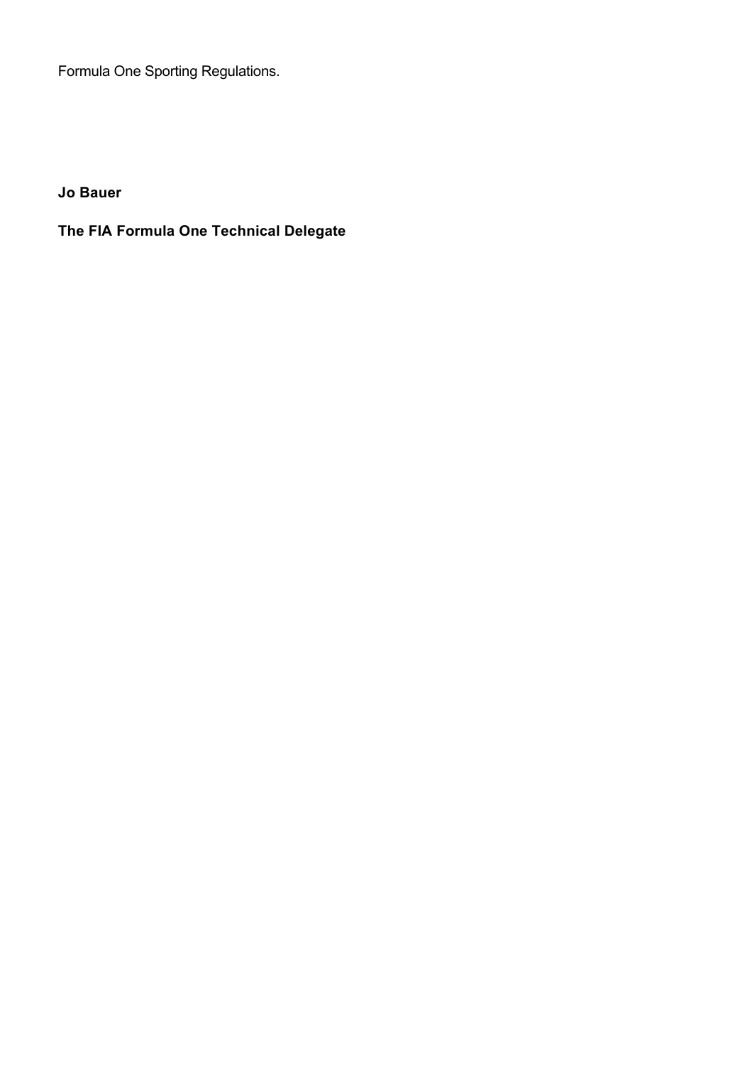Formula One Sporting Regulations.

**Jo Bauer**

**The FIA Formula One Technical Delegate**